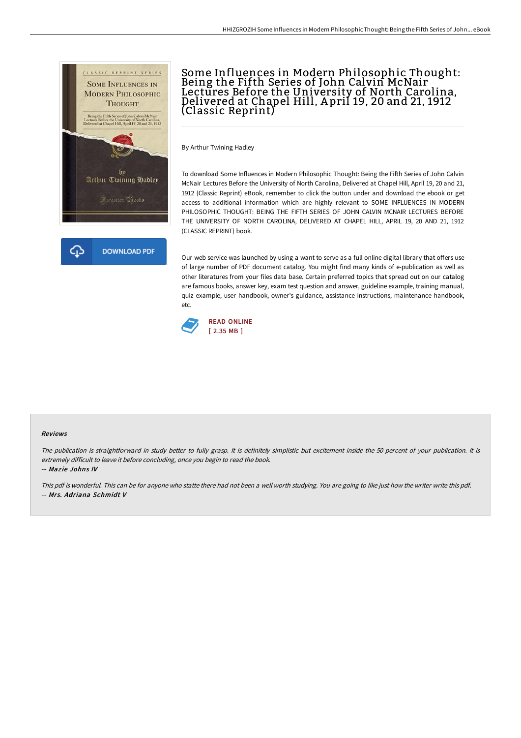# Some Influences in Modern Philosophic Thought: Being the Fifth Series of John Calvin McNair Lectures Before the University of North Carolina, Delivered at Chapel Hill, April 19, 20 and 21, 1912 (Classic Reprint)

By Arthur Twining Hadley

To download Some Influences in Modern Philosophic Thought: Being the Fifth Series of John Calvin McNair Lectures Before the University of North Carolina, Delivered at Chapel Hill, April 19, 20 and 21, 1912 (Classic Reprint) eBook, remember to click the button under and download the ebook or get access to additional information which are highly relevant to SOME INFLUENCES IN MODERN PHILOSOPHIC THOUGHT: BEING THE FIFTH SERIES OF JOHN CALVIN MCNAIR LECTURES BEFORE THE UNIVERSITY OF NORTH CAROLINA, DELIVERED AT CHAPEL HILL, APRIL 19, 20 AND 21, 1912 (CLASSIC REPRINT) book.

Our web service was launched by using a want to serve as a full online digital library that offers use of large number of PDF document catalog. You might find many kinds of e-publication as well as other literatures from your files data base. Certain preferred topics that spread out on our catalog are famous books, answer key, exam test question and answer, guideline example, training manual, quiz example, user handbook, owner's guidance, assistance instructions, maintenance handbook, etc.

DOWNLOAD PDF

READ ONLINE
[ 2.35 MB ]

#### Reviews

*The publication is straightforward in study better to fully grasp. It is definitely simplistic but excitement inside the 50 percent of your publication. It is extremely difficult to leave it before concluding, once you begin to read the book.*

-- ***Mazie Johns IV***

*This pdf is wonderful. This can be for anyone who statte there had not been a well worth studying. You are going to like just how the writer write this pdf.*

-- ***Mrs. Adriana Schmidt V***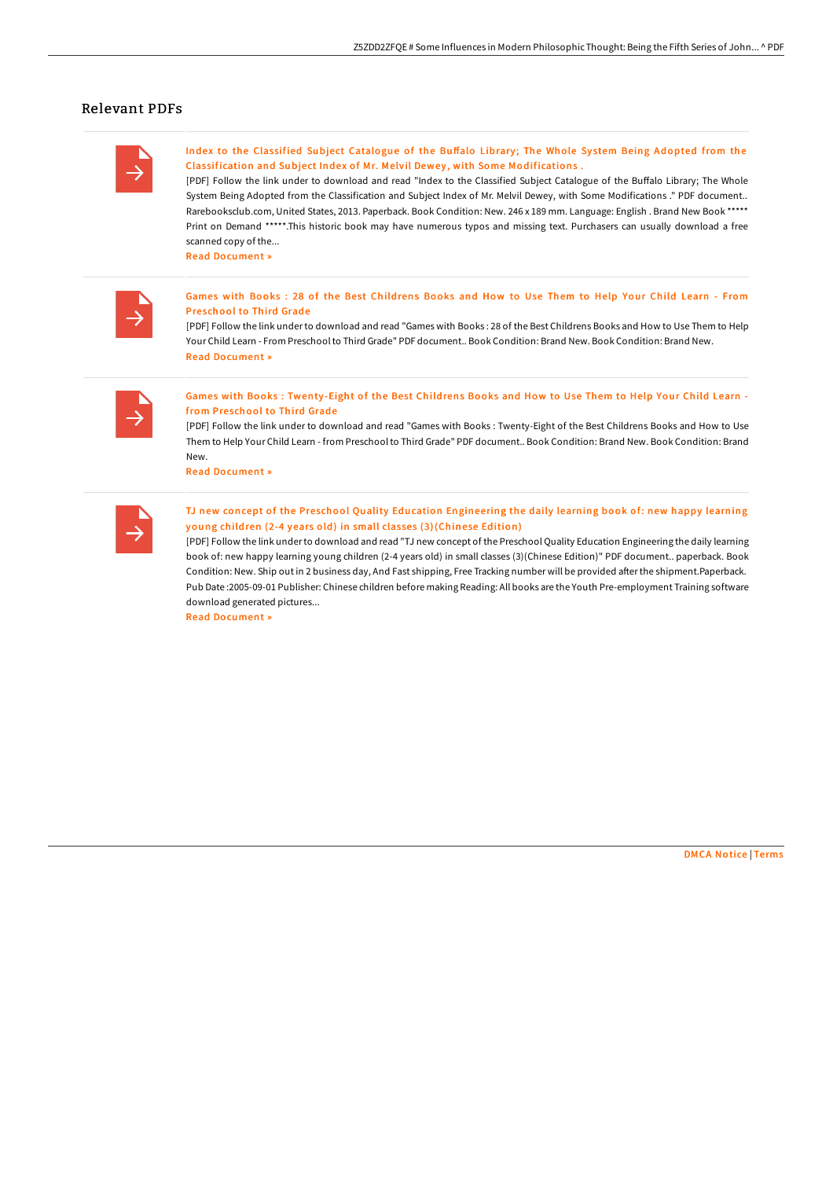## Relevant PDFs

**Index to the Classified Subject Catalogue of the Buffalo Library; The Whole System Being Adopted from the Classification and Subject Index of Mr. Melvil Dewey, with Some Modifications .**

[PDF] Follow the link under to download and read "Index to the Classified Subject Catalogue of the Buffalo Library; The Whole System Being Adopted from the Classification and Subject Index of Mr. Melvil Dewey, with Some Modifications ." PDF document.. Rarebooksclub.com, United States, 2013. Paperback. Book Condition: New. 246 x 189 mm. Language: English . Brand New Book ***** Print on Demand *****.This historic book may have numerous typos and missing text. Purchasers can usually download a free scanned copy of the...

Read Document »

**Games with Books : 28 of the Best Childrens Books and How to Use Them to Help Your Child Learn - From Preschool to Third Grade**

[PDF] Follow the link under to download and read "Games with Books : 28 of the Best Childrens Books and How to Use Them to Help Your Child Learn - From Preschool to Third Grade" PDF document.. Book Condition: Brand New. Book Condition: Brand New.

Read Document »

**Games with Books : Twenty-Eight of the Best Childrens Books and How to Use Them to Help Your Child Learn - from Preschool to Third Grade**

[PDF] Follow the link under to download and read "Games with Books : Twenty-Eight of the Best Childrens Books and How to Use Them to Help Your Child Learn - from Preschool to Third Grade" PDF document.. Book Condition: Brand New. Book Condition: Brand New.

Read Document »

**TJ new concept of the Preschool Quality Education Engineering the daily learning book of: new happy learning young children (2-4 years old) in small classes (3)(Chinese Edition)**

[PDF] Follow the link under to download and read "TJ new concept of the Preschool Quality Education Engineering the daily learning book of: new happy learning young children (2-4 years old) in small classes (3)(Chinese Edition)" PDF document.. paperback. Book Condition: New. Ship out in 2 business day, And Fast shipping, Free Tracking number will be provided after the shipment.Paperback. Pub Date :2005-09-01 Publisher: Chinese children before making Reading: All books are the Youth Pre-employment Training software download generated pictures...

Read Document »

DMCA Notice | Terms